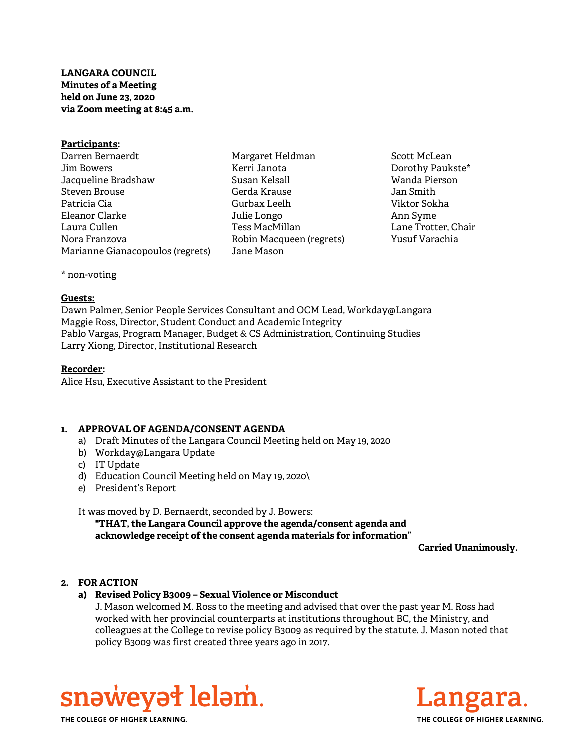**LANGARA COUNCIL**
**Minutes of a Meeting**
**held on June 23, 2020**
**via Zoom meeting at 8:45 a.m.**

**Participants:**

Darren Bernaerdt
Jim Bowers
Jacqueline Bradshaw
Steven Brouse
Patricia Cia
Eleanor Clarke
Laura Cullen
Nora Franzova
Marianne Gianacopoulos (regrets)
Margaret Heldman
Kerri Janota
Susan Kelsall
Gerda Krause
Gurbax Leelh
Julie Longo
Tess MacMillan
Robin Macqueen (regrets)
Jane Mason
Scott McLean
Dorothy Paukste*
Wanda Pierson
Jan Smith
Viktor Sokha
Ann Syme
Lane Trotter, Chair
Yusuf Varachia

\* non-voting

**Guests:**

Dawn Palmer, Senior People Services Consultant and OCM Lead, Workday@Langara
Maggie Ross, Director, Student Conduct and Academic Integrity
Pablo Vargas, Program Manager, Budget & CS Administration, Continuing Studies
Larry Xiong, Director, Institutional Research

**Recorder:**

Alice Hsu, Executive Assistant to the President

## 1. APPROVAL OF AGENDA/CONSENT AGENDA

a) Draft Minutes of the Langara Council Meeting held on May 19, 2020
b) Workday@Langara Update
c) IT Update
d) Education Council Meeting held on May 19, 2020\
e) President's Report

It was moved by D. Bernaerdt, seconded by J. Bowers:

**"THAT, the Langara Council approve the agenda/consent agenda and acknowledge receipt of the consent agenda materials for information"**

**Carried Unanimously.**

## 2. FOR ACTION

### a) Revised Policy B3009 – Sexual Violence or Misconduct

J. Mason welcomed M. Ross to the meeting and advised that over the past year M. Ross had worked with her provincial counterparts at institutions throughout BC, the Ministry, and colleagues at the College to revise policy B3009 as required by the statute. J. Mason noted that policy B3009 was first created three years ago in 2017.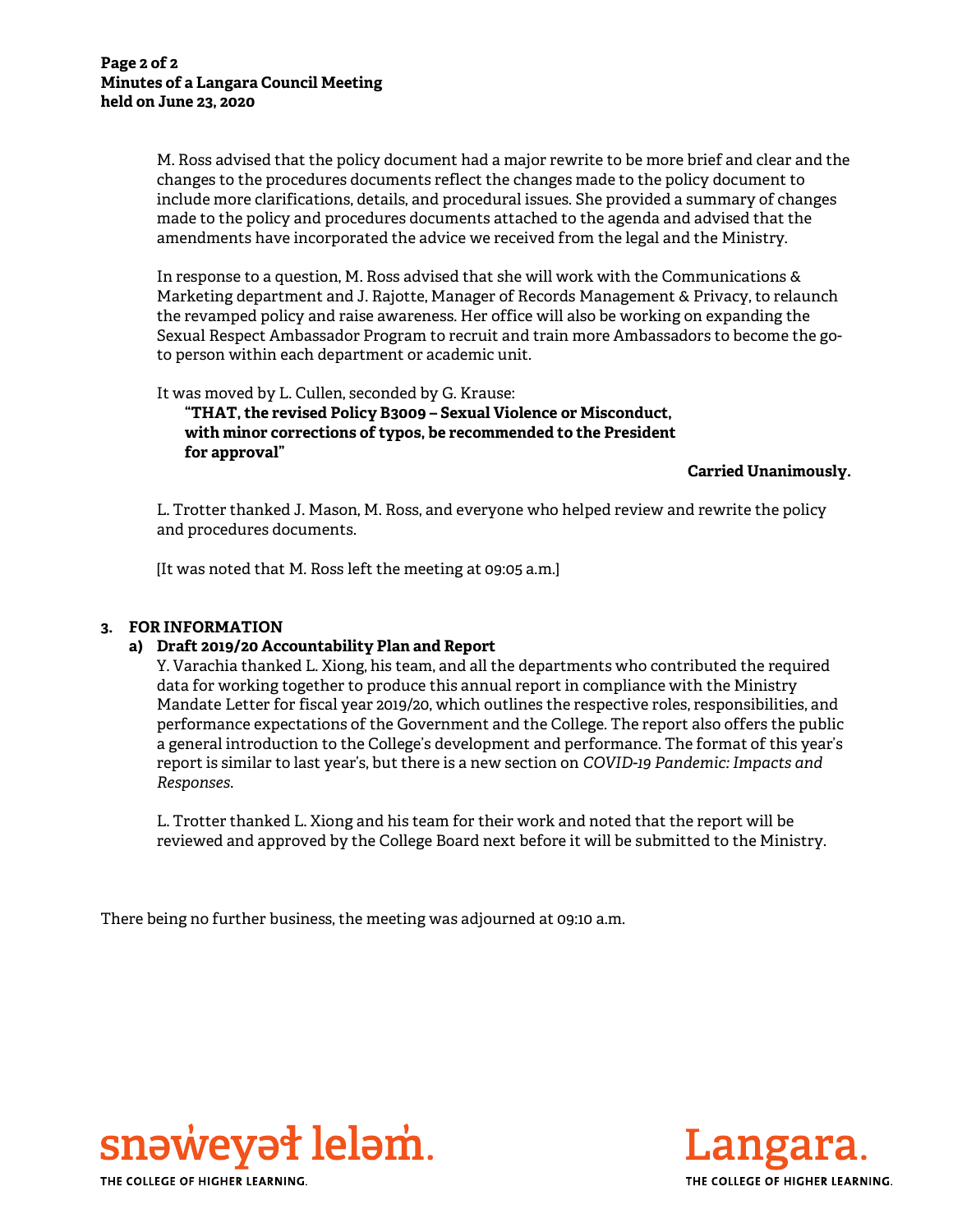M. Ross advised that the policy document had a major rewrite to be more brief and clear and the changes to the procedures documents reflect the changes made to the policy document to include more clarifications, details, and procedural issues. She provided a summary of changes made to the policy and procedures documents attached to the agenda and advised that the amendments have incorporated the advice we received from the legal and the Ministry.

In response to a question, M. Ross advised that she will work with the Communications & Marketing department and J. Rajotte, Manager of Records Management & Privacy, to relaunch the revamped policy and raise awareness. Her office will also be working on expanding the Sexual Respect Ambassador Program to recruit and train more Ambassadors to become the go-to person within each department or academic unit.

It was moved by L. Cullen, seconded by G. Krause:

**"THAT, the revised Policy B3009 – Sexual Violence or Misconduct, with minor corrections of typos, be recommended to the President for approval"**

**Carried Unanimously.**

L. Trotter thanked J. Mason, M. Ross, and everyone who helped review and rewrite the policy and procedures documents.

[It was noted that M. Ross left the meeting at 09:05 a.m.]

## 3. FOR INFORMATION

### a) Draft 2019/20 Accountability Plan and Report

Y. Varachia thanked L. Xiong, his team, and all the departments who contributed the required data for working together to produce this annual report in compliance with the Ministry Mandate Letter for fiscal year 2019/20, which outlines the respective roles, responsibilities, and performance expectations of the Government and the College. The report also offers the public a general introduction to the College's development and performance. The format of this year's report is similar to last year's, but there is a new section on *COVID-19 Pandemic: Impacts and Responses*.

L. Trotter thanked L. Xiong and his team for their work and noted that the report will be reviewed and approved by the College Board next before it will be submitted to the Ministry.

There being no further business, the meeting was adjourned at 09:10 a.m.

snəw̓eyəɬ leləm̓.
THE COLLEGE OF HIGHER LEARNING.

Langara.
THE COLLEGE OF HIGHER LEARNING.